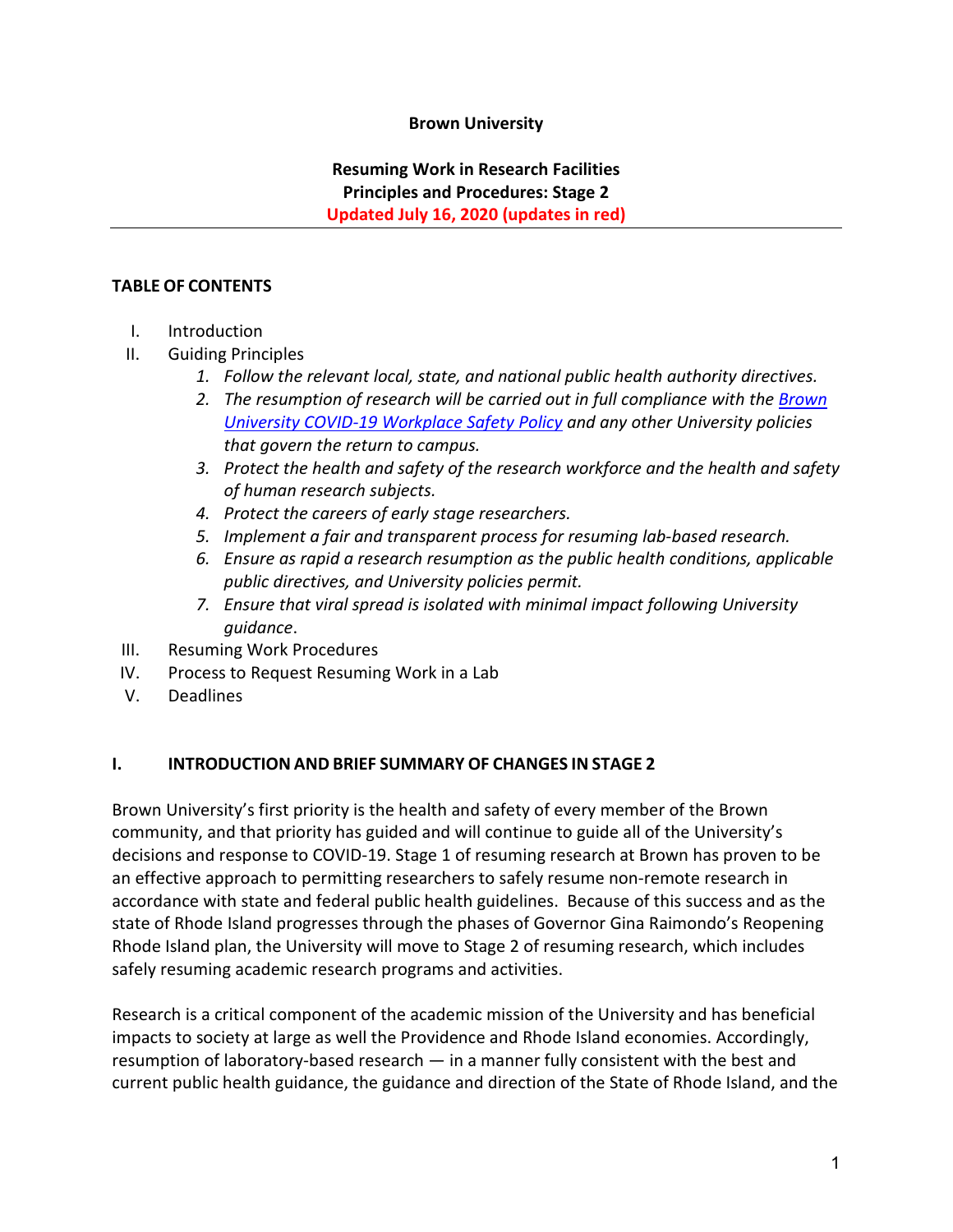**Brown University**

**Resuming Work in Research Facilities**
**Principles and Procedures: Stage 2**
**Updated July 16, 2020 (updates in red)**

---

**TABLE OF CONTENTS**

I. Introduction
II. Guiding Principles
   1. *Follow the relevant local, state, and national public health authority directives.*
   2. *The resumption of research will be carried out in full compliance with the [Brown University COVID-19 Workplace Safety Policy](#) and any other University policies that govern the return to campus.*
   3. *Protect the health and safety of the research workforce and the health and safety of human research subjects.*
   4. *Protect the careers of early stage researchers.*
   5. *Implement a fair and transparent process for resuming lab-based research.*
   6. *Ensure as rapid a research resumption as the public health conditions, applicable public directives, and University policies permit.*
   7. *Ensure that viral spread is isolated with minimal impact following University guidance*.
III. Resuming Work Procedures
IV. Process to Request Resuming Work in a Lab
V. Deadlines

## I. INTRODUCTION AND BRIEF SUMMARY OF CHANGES IN STAGE 2

Brown University's first priority is the health and safety of every member of the Brown community, and that priority has guided and will continue to guide all of the University's decisions and response to COVID-19. Stage 1 of resuming research at Brown has proven to be an effective approach to permitting researchers to safely resume non-remote research in accordance with state and federal public health guidelines. Because of this success and as the state of Rhode Island progresses through the phases of Governor Gina Raimondo's Reopening Rhode Island plan, the University will move to Stage 2 of resuming research, which includes safely resuming academic research programs and activities.

Research is a critical component of the academic mission of the University and has beneficial impacts to society at large as well the Providence and Rhode Island economies. Accordingly, resumption of laboratory-based research — in a manner fully consistent with the best and current public health guidance, the guidance and direction of the State of Rhode Island, and the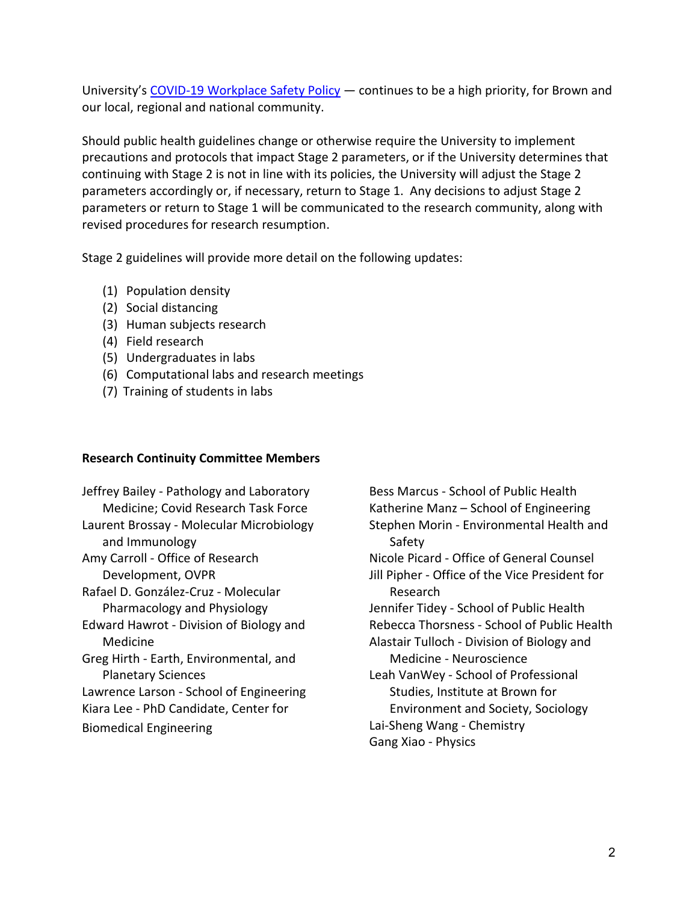University's [COVID-19 Workplace Safety Policy](#) — continues to be a high priority, for Brown and our local, regional and national community.

Should public health guidelines change or otherwise require the University to implement precautions and protocols that impact Stage 2 parameters, or if the University determines that continuing with Stage 2 is not in line with its policies, the University will adjust the Stage 2 parameters accordingly or, if necessary, return to Stage 1. Any decisions to adjust Stage 2 parameters or return to Stage 1 will be communicated to the research community, along with revised procedures for research resumption.

Stage 2 guidelines will provide more detail on the following updates:

(1) Population density
(2) Social distancing
(3) Human subjects research
(4) Field research
(5) Undergraduates in labs
(6) Computational labs and research meetings
(7) Training of students in labs

**Research Continuity Committee Members**

Jeffrey Bailey - Pathology and Laboratory Medicine; Covid Research Task Force
Laurent Brossay - Molecular Microbiology and Immunology
Amy Carroll - Office of Research Development, OVPR
Rafael D. González-Cruz - Molecular Pharmacology and Physiology
Edward Hawrot - Division of Biology and Medicine
Greg Hirth - Earth, Environmental, and Planetary Sciences
Lawrence Larson - School of Engineering
Kiara Lee - PhD Candidate, Center for Biomedical Engineering
Bess Marcus - School of Public Health
Katherine Manz – School of Engineering
Stephen Morin - Environmental Health and Safety
Nicole Picard - Office of General Counsel
Jill Pipher - Office of the Vice President for Research
Jennifer Tidey - School of Public Health
Rebecca Thorsness - School of Public Health
Alastair Tulloch - Division of Biology and Medicine - Neuroscience
Leah VanWey - School of Professional Studies, Institute at Brown for Environment and Society, Sociology
Lai-Sheng Wang - Chemistry
Gang Xiao - Physics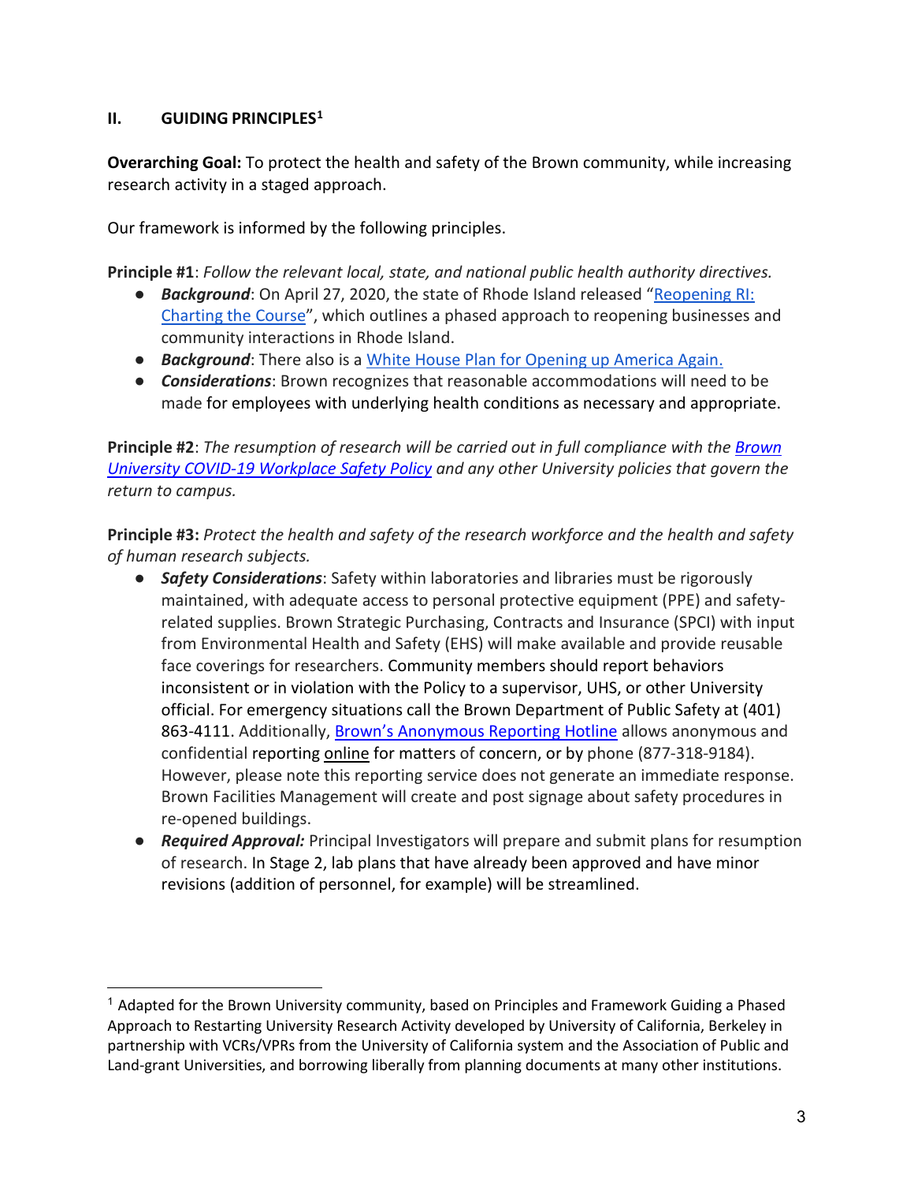## II. GUIDING PRINCIPLES[1]

**Overarching Goal:** To protect the health and safety of the Brown community, while increasing research activity in a staged approach.

Our framework is informed by the following principles.

**Principle #1**: *Follow the relevant local, state, and national public health authority directives.*

- ***Background***: On April 27, 2020, the state of Rhode Island released "Reopening RI: Charting the Course", which outlines a phased approach to reopening businesses and community interactions in Rhode Island.
- ***Background***: There also is a White House Plan for Opening up America Again.
- ***Considerations***: Brown recognizes that reasonable accommodations will need to be made for employees with underlying health conditions as necessary and appropriate.

**Principle #2**: *The resumption of research will be carried out in full compliance with the Brown University COVID-19 Workplace Safety Policy and any other University policies that govern the return to campus.*

**Principle #3:** *Protect the health and safety of the research workforce and the health and safety of human research subjects.*

- ***Safety Considerations***: Safety within laboratories and libraries must be rigorously maintained, with adequate access to personal protective equipment (PPE) and safety-related supplies. Brown Strategic Purchasing, Contracts and Insurance (SPCI) with input from Environmental Health and Safety (EHS) will make available and provide reusable face coverings for researchers. Community members should report behaviors inconsistent or in violation with the Policy to a supervisor, UHS, or other University official. For emergency situations call the Brown Department of Public Safety at (401) 863-4111. Additionally, Brown's Anonymous Reporting Hotline allows anonymous and confidential reporting online for matters of concern, or by phone (877-318-9184). However, please note this reporting service does not generate an immediate response. Brown Facilities Management will create and post signage about safety procedures in re-opened buildings.
- ***Required Approval:*** Principal Investigators will prepare and submit plans for resumption of research. In Stage 2, lab plans that have already been approved and have minor revisions (addition of personnel, for example) will be streamlined.

[1] Adapted for the Brown University community, based on Principles and Framework Guiding a Phased Approach to Restarting University Research Activity developed by University of California, Berkeley in partnership with VCRs/VPRs from the University of California system and the Association of Public and Land-grant Universities, and borrowing liberally from planning documents at many other institutions.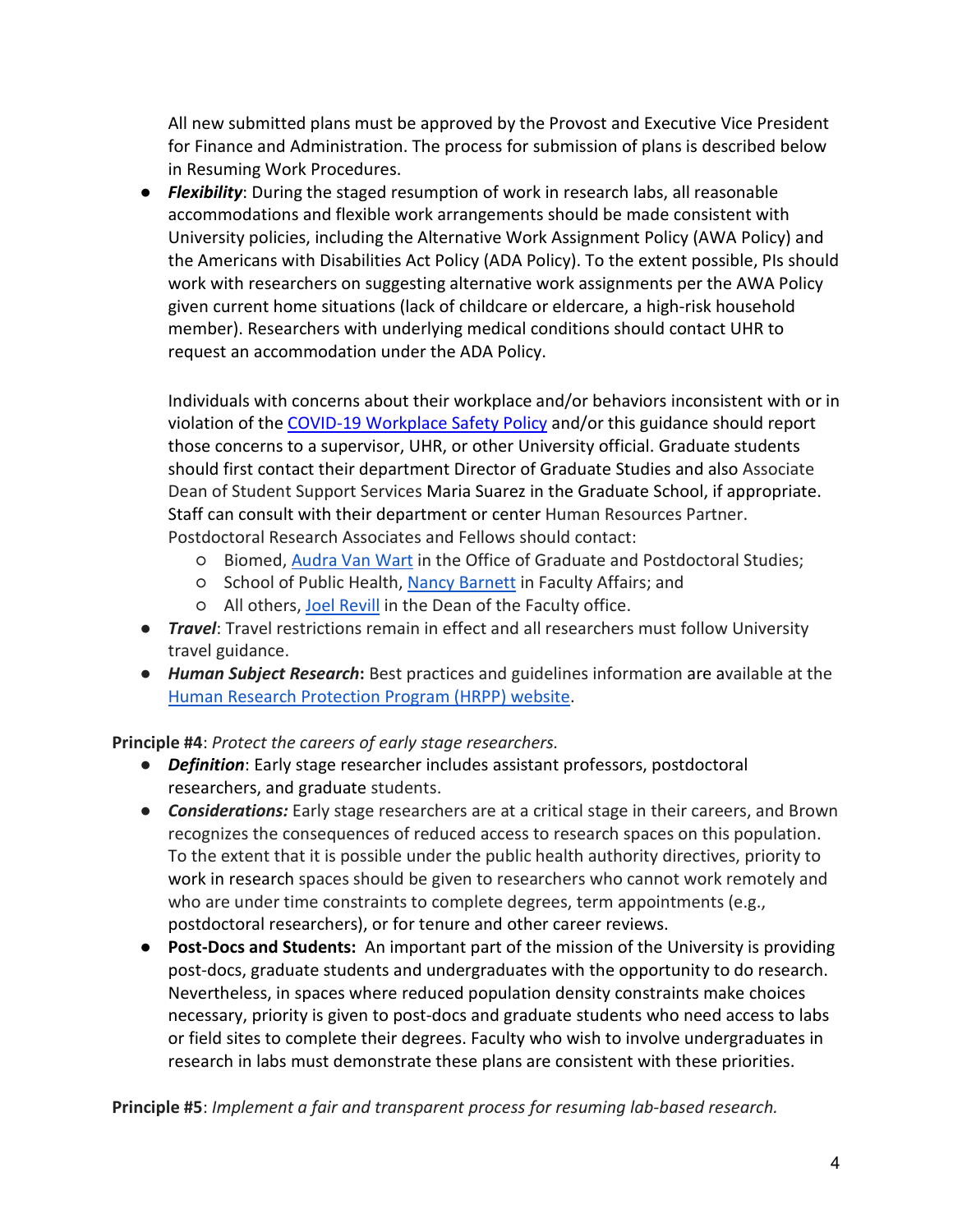All new submitted plans must be approved by the Provost and Executive Vice President for Finance and Administration. The process for submission of plans is described below in Resuming Work Procedures.

- ***Flexibility***: During the staged resumption of work in research labs, all reasonable accommodations and flexible work arrangements should be made consistent with University policies, including the Alternative Work Assignment Policy (AWA Policy) and the Americans with Disabilities Act Policy (ADA Policy). To the extent possible, PIs should work with researchers on suggesting alternative work assignments per the AWA Policy given current home situations (lack of childcare or eldercare, a high-risk household member). Researchers with underlying medical conditions should contact UHR to request an accommodation under the ADA Policy.

  Individuals with concerns about their workplace and/or behaviors inconsistent with or in violation of the COVID-19 Workplace Safety Policy and/or this guidance should report those concerns to a supervisor, UHR, or other University official. Graduate students should first contact their department Director of Graduate Studies and also Associate Dean of Student Support Services Maria Suarez in the Graduate School, if appropriate. Staff can consult with their department or center Human Resources Partner. Postdoctoral Research Associates and Fellows should contact:
  - Biomed, Audra Van Wart in the Office of Graduate and Postdoctoral Studies;
  - School of Public Health, Nancy Barnett in Faculty Affairs; and
  - All others, Joel Revill in the Dean of the Faculty office.
- ***Travel***: Travel restrictions remain in effect and all researchers must follow University travel guidance.
- ***Human Subject Research***: Best practices and guidelines information are available at the Human Research Protection Program (HRPP) website.

**Principle #4**: *Protect the careers of early stage researchers.*

- ***Definition***: Early stage researcher includes assistant professors, postdoctoral researchers, and graduate students.
- ***Considerations:*** Early stage researchers are at a critical stage in their careers, and Brown recognizes the consequences of reduced access to research spaces on this population. To the extent that it is possible under the public health authority directives, priority to work in research spaces should be given to researchers who cannot work remotely and who are under time constraints to complete degrees, term appointments (e.g., postdoctoral researchers), or for tenure and other career reviews.
- **Post-Docs and Students:** An important part of the mission of the University is providing post-docs, graduate students and undergraduates with the opportunity to do research. Nevertheless, in spaces where reduced population density constraints make choices necessary, priority is given to post-docs and graduate students who need access to labs or field sites to complete their degrees. Faculty who wish to involve undergraduates in research in labs must demonstrate these plans are consistent with these priorities.

**Principle #5**: *Implement a fair and transparent process for resuming lab-based research.*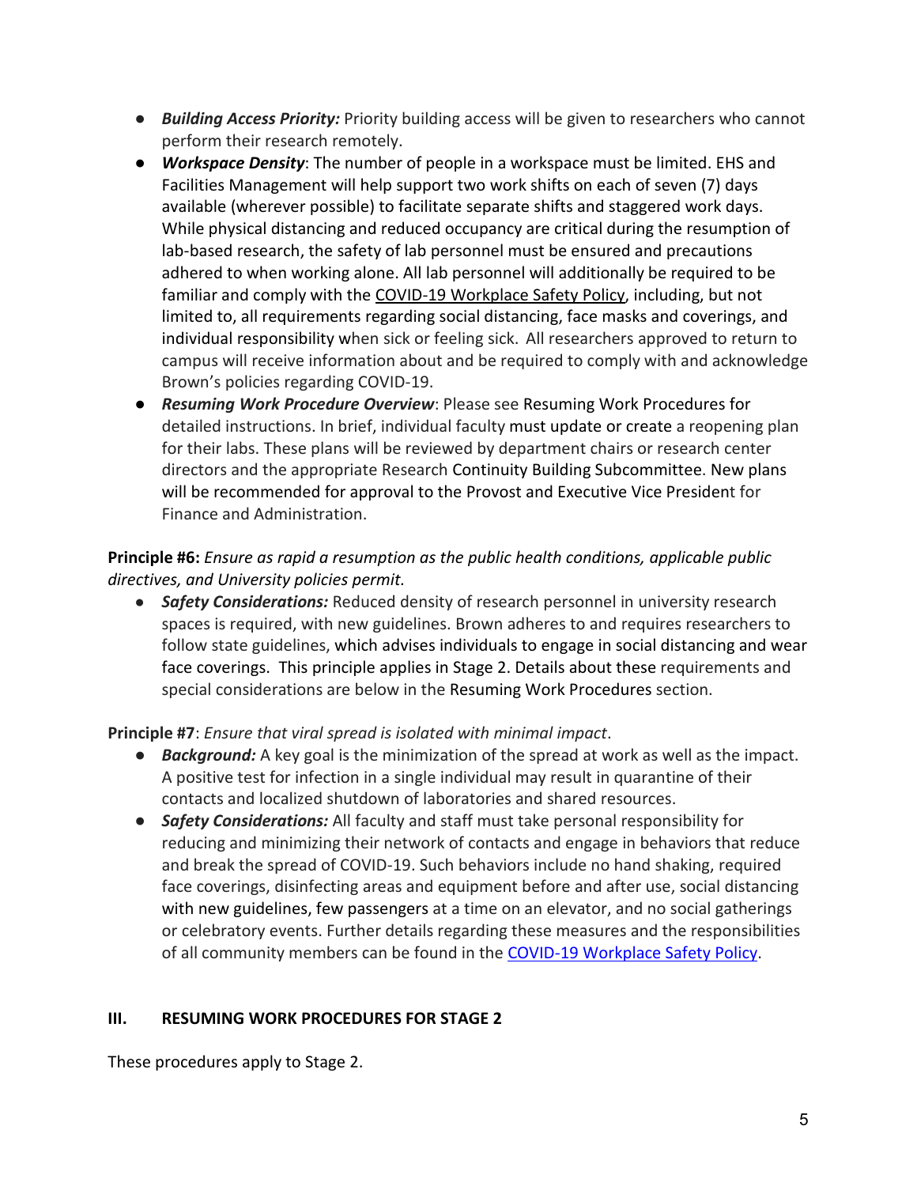- ***Building Access Priority:*** Priority building access will be given to researchers who cannot perform their research remotely.
- ***Workspace Density***: The number of people in a workspace must be limited. EHS and Facilities Management will help support two work shifts on each of seven (7) days available (wherever possible) to facilitate separate shifts and staggered work days. While physical distancing and reduced occupancy are critical during the resumption of lab-based research, the safety of lab personnel must be ensured and precautions adhered to when working alone. All lab personnel will additionally be required to be familiar and comply with the COVID-19 Workplace Safety Policy, including, but not limited to, all requirements regarding social distancing, face masks and coverings, and individual responsibility when sick or feeling sick. All researchers approved to return to campus will receive information about and be required to comply with and acknowledge Brown's policies regarding COVID-19.
- ***Resuming Work Procedure Overview***: Please see Resuming Work Procedures for detailed instructions. In brief, individual faculty must update or create a reopening plan for their labs. These plans will be reviewed by department chairs or research center directors and the appropriate Research Continuity Building Subcommittee. New plans will be recommended for approval to the Provost and Executive Vice President for Finance and Administration.

**Principle #6:** *Ensure as rapid a resumption as the public health conditions, applicable public directives, and University policies permit.*

- ***Safety Considerations:*** Reduced density of research personnel in university research spaces is required, with new guidelines. Brown adheres to and requires researchers to follow state guidelines, which advises individuals to engage in social distancing and wear face coverings. This principle applies in Stage 2. Details about these requirements and special considerations are below in the Resuming Work Procedures section.

**Principle #7**: *Ensure that viral spread is isolated with minimal impact*.

- ***Background:*** A key goal is the minimization of the spread at work as well as the impact. A positive test for infection in a single individual may result in quarantine of their contacts and localized shutdown of laboratories and shared resources.
- ***Safety Considerations:*** All faculty and staff must take personal responsibility for reducing and minimizing their network of contacts and engage in behaviors that reduce and break the spread of COVID-19. Such behaviors include no hand shaking, required face coverings, disinfecting areas and equipment before and after use, social distancing with new guidelines, few passengers at a time on an elevator, and no social gatherings or celebratory events. Further details regarding these measures and the responsibilities of all community members can be found in the COVID-19 Workplace Safety Policy.

## III. RESUMING WORK PROCEDURES FOR STAGE 2

These procedures apply to Stage 2.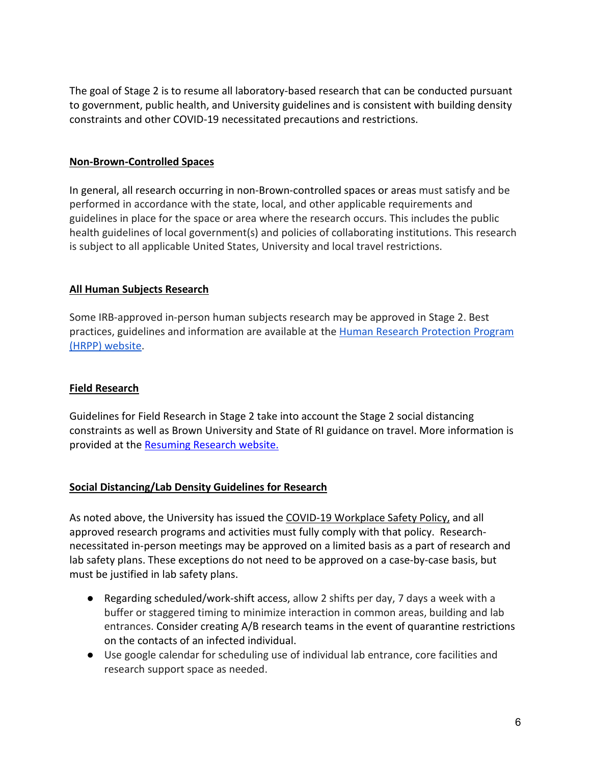The goal of Stage 2 is to resume all laboratory-based research that can be conducted pursuant to government, public health, and University guidelines and is consistent with building density constraints and other COVID-19 necessitated precautions and restrictions.

**Non-Brown-Controlled Spaces**

In general, all research occurring in non-Brown-controlled spaces or areas must satisfy and be performed in accordance with the state, local, and other applicable requirements and guidelines in place for the space or area where the research occurs. This includes the public health guidelines of local government(s) and policies of collaborating institutions. This research is subject to all applicable United States, University and local travel restrictions.

**All Human Subjects Research**

Some IRB-approved in-person human subjects research may be approved in Stage 2. Best practices, guidelines and information are available at the Human Research Protection Program (HRPP) website.

**Field Research**

Guidelines for Field Research in Stage 2 take into account the Stage 2 social distancing constraints as well as Brown University and State of RI guidance on travel. More information is provided at the Resuming Research website.

**Social Distancing/Lab Density Guidelines for Research**

As noted above, the University has issued the COVID-19 Workplace Safety Policy, and all approved research programs and activities must fully comply with that policy. Research-necessitated in-person meetings may be approved on a limited basis as a part of research and lab safety plans. These exceptions do not need to be approved on a case-by-case basis, but must be justified in lab safety plans.

- Regarding scheduled/work-shift access, allow 2 shifts per day, 7 days a week with a buffer or staggered timing to minimize interaction in common areas, building and lab entrances. Consider creating A/B research teams in the event of quarantine restrictions on the contacts of an infected individual.
- Use google calendar for scheduling use of individual lab entrance, core facilities and research support space as needed.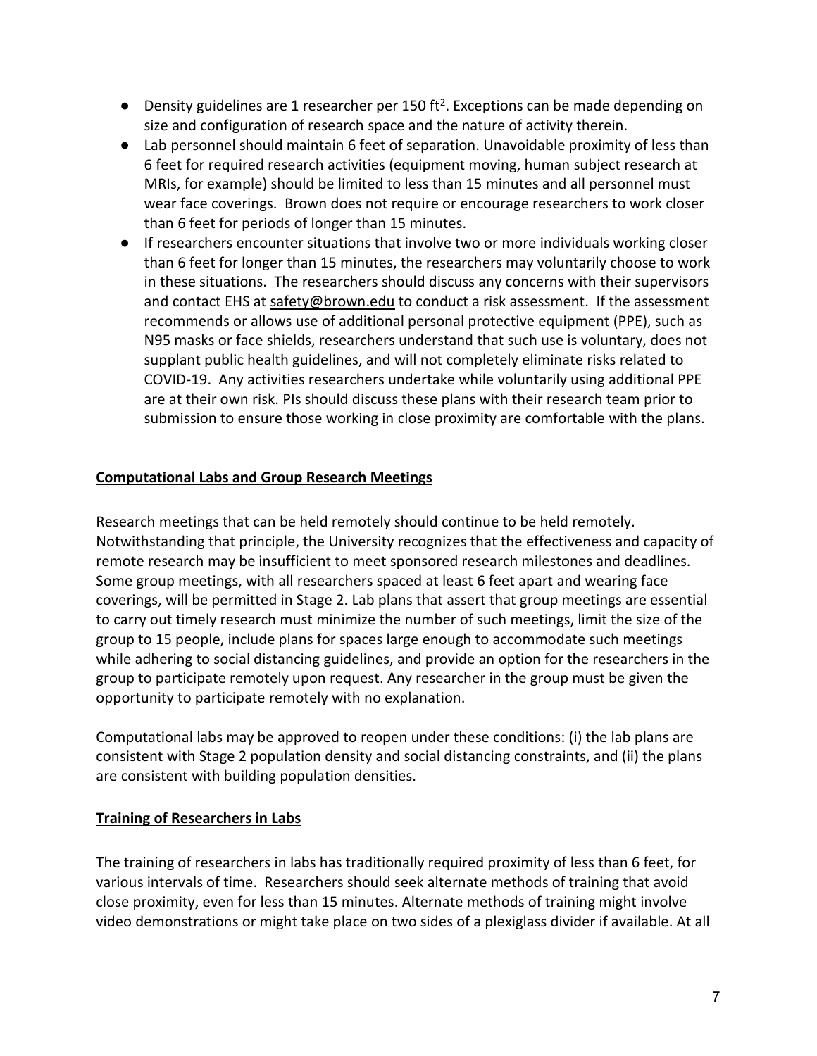- Density guidelines are 1 researcher per 150 $ft^2$. Exceptions can be made depending on size and configuration of research space and the nature of activity therein.
- Lab personnel should maintain 6 feet of separation. Unavoidable proximity of less than 6 feet for required research activities (equipment moving, human subject research at MRIs, for example) should be limited to less than 15 minutes and all personnel must wear face coverings. Brown does not require or encourage researchers to work closer than 6 feet for periods of longer than 15 minutes.
- If researchers encounter situations that involve two or more individuals working closer than 6 feet for longer than 15 minutes, the researchers may voluntarily choose to work in these situations. The researchers should discuss any concerns with their supervisors and contact EHS at safety@brown.edu to conduct a risk assessment. If the assessment recommends or allows use of additional personal protective equipment (PPE), such as N95 masks or face shields, researchers understand that such use is voluntary, does not supplant public health guidelines, and will not completely eliminate risks related to COVID-19. Any activities researchers undertake while voluntarily using additional PPE are at their own risk. PIs should discuss these plans with their research team prior to submission to ensure those working in close proximity are comfortable with the plans.

## Computational Labs and Group Research Meetings

Research meetings that can be held remotely should continue to be held remotely. Notwithstanding that principle, the University recognizes that the effectiveness and capacity of remote research may be insufficient to meet sponsored research milestones and deadlines. Some group meetings, with all researchers spaced at least 6 feet apart and wearing face coverings, will be permitted in Stage 2. Lab plans that assert that group meetings are essential to carry out timely research must minimize the number of such meetings, limit the size of the group to 15 people, include plans for spaces large enough to accommodate such meetings while adhering to social distancing guidelines, and provide an option for the researchers in the group to participate remotely upon request. Any researcher in the group must be given the opportunity to participate remotely with no explanation.

Computational labs may be approved to reopen under these conditions: (i) the lab plans are consistent with Stage 2 population density and social distancing constraints, and (ii) the plans are consistent with building population densities.

## Training of Researchers in Labs

The training of researchers in labs has traditionally required proximity of less than 6 feet, for various intervals of time. Researchers should seek alternate methods of training that avoid close proximity, even for less than 15 minutes. Alternate methods of training might involve video demonstrations or might take place on two sides of a plexiglass divider if available. At all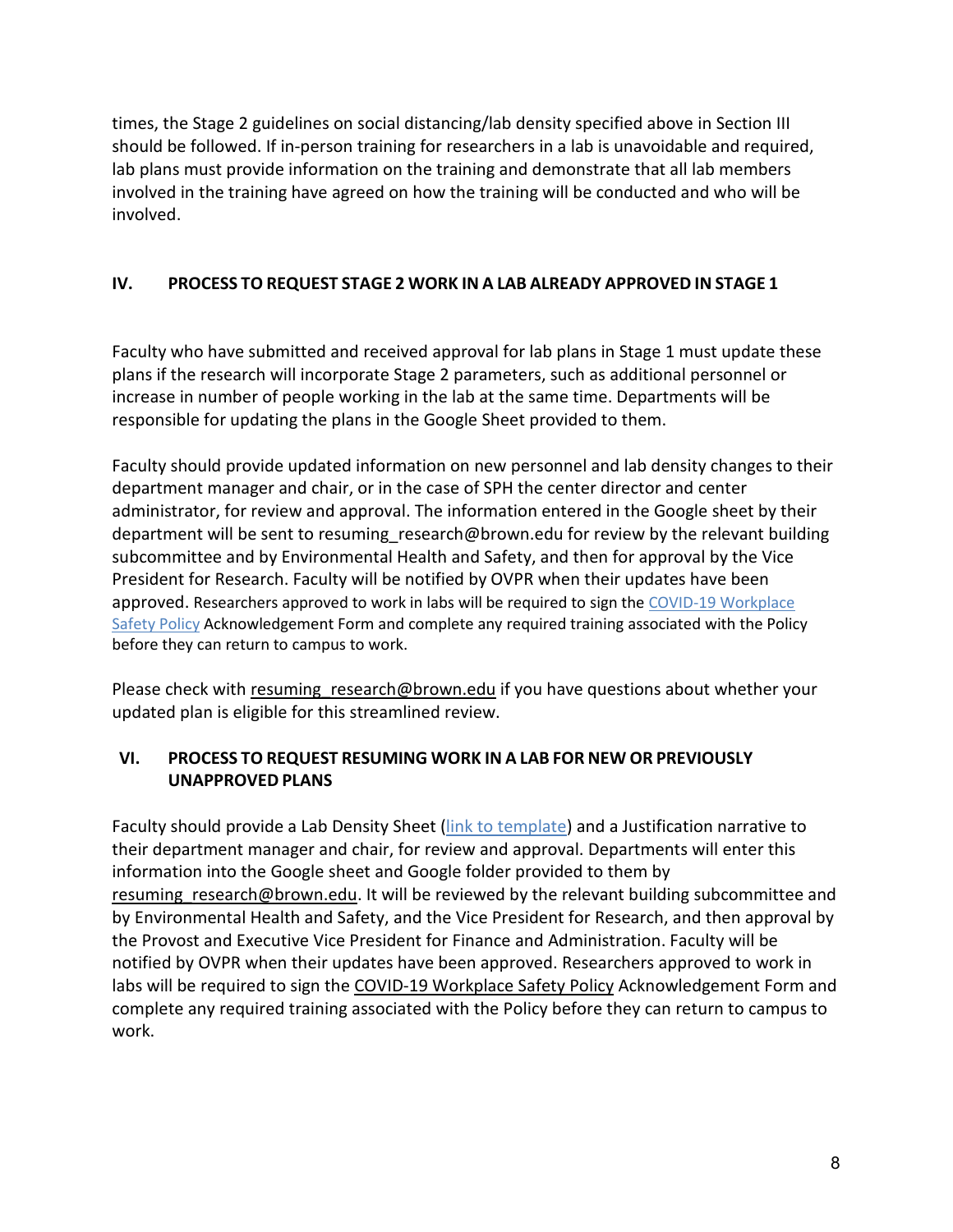times, the Stage 2 guidelines on social distancing/lab density specified above in Section III should be followed. If in-person training for researchers in a lab is unavoidable and required, lab plans must provide information on the training and demonstrate that all lab members involved in the training have agreed on how the training will be conducted and who will be involved.

## IV. PROCESS TO REQUEST STAGE 2 WORK IN A LAB ALREADY APPROVED IN STAGE 1

Faculty who have submitted and received approval for lab plans in Stage 1 must update these plans if the research will incorporate Stage 2 parameters, such as additional personnel or increase in number of people working in the lab at the same time. Departments will be responsible for updating the plans in the Google Sheet provided to them.

Faculty should provide updated information on new personnel and lab density changes to their department manager and chair, or in the case of SPH the center director and center administrator, for review and approval. The information entered in the Google sheet by their department will be sent to resuming_research@brown.edu for review by the relevant building subcommittee and by Environmental Health and Safety, and then for approval by the Vice President for Research. Faculty will be notified by OVPR when their updates have been approved. Researchers approved to work in labs will be required to sign the [COVID-19 Workplace Safety Policy]() Acknowledgement Form and complete any required training associated with the Policy before they can return to campus to work.

Please check with resuming_research@brown.edu if you have questions about whether your updated plan is eligible for this streamlined review.

## VI. PROCESS TO REQUEST RESUMING WORK IN A LAB FOR NEW OR PREVIOUSLY UNAPPROVED PLANS

Faculty should provide a Lab Density Sheet ([link to template]()) and a Justification narrative to their department manager and chair, for review and approval. Departments will enter this information into the Google sheet and Google folder provided to them by resuming_research@brown.edu. It will be reviewed by the relevant building subcommittee and by Environmental Health and Safety, and the Vice President for Research, and then approval by the Provost and Executive Vice President for Finance and Administration. Faculty will be notified by OVPR when their updates have been approved. Researchers approved to work in labs will be required to sign the COVID-19 Workplace Safety Policy Acknowledgement Form and complete any required training associated with the Policy before they can return to campus to work.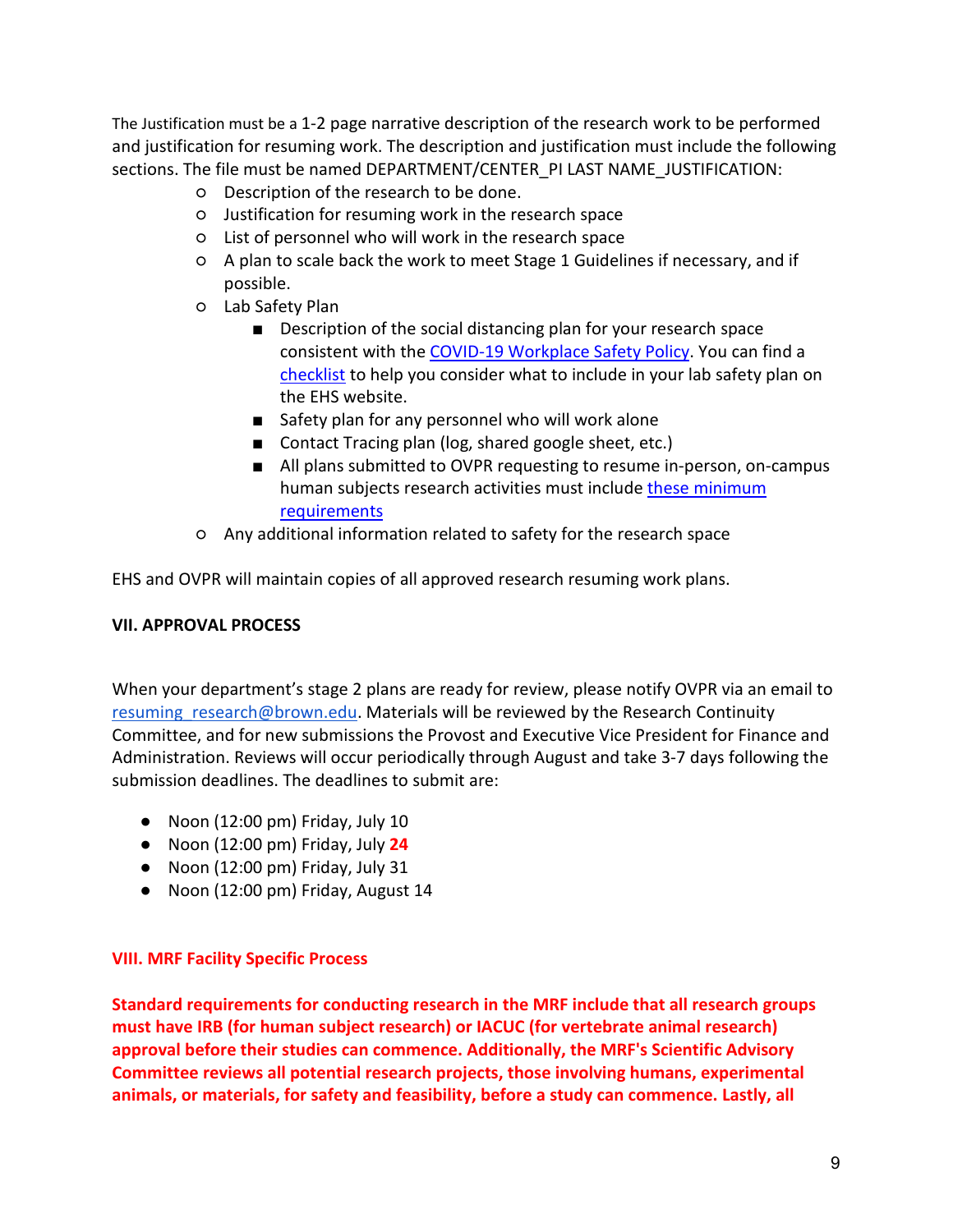The Justification must be a 1-2 page narrative description of the research work to be performed and justification for resuming work. The description and justification must include the following sections. The file must be named DEPARTMENT/CENTER_PI LAST NAME_JUSTIFICATION:

- Description of the research to be done.
- Justification for resuming work in the research space
- List of personnel who will work in the research space
- A plan to scale back the work to meet Stage 1 Guidelines if necessary, and if possible.
- Lab Safety Plan
  - Description of the social distancing plan for your research space consistent with the COVID-19 Workplace Safety Policy. You can find a checklist to help you consider what to include in your lab safety plan on the EHS website.
  - Safety plan for any personnel who will work alone
  - Contact Tracing plan (log, shared google sheet, etc.)
  - All plans submitted to OVPR requesting to resume in-person, on-campus human subjects research activities must include these minimum requirements
- Any additional information related to safety for the research space

EHS and OVPR will maintain copies of all approved research resuming work plans.

## VII. APPROVAL PROCESS

When your department's stage 2 plans are ready for review, please notify OVPR via an email to resuming_research@brown.edu. Materials will be reviewed by the Research Continuity Committee, and for new submissions the Provost and Executive Vice President for Finance and Administration. Reviews will occur periodically through August and take 3-7 days following the submission deadlines. The deadlines to submit are:

- Noon (12:00 pm) Friday, July 10
- Noon (12:00 pm) Friday, July **24**
- Noon (12:00 pm) Friday, July 31
- Noon (12:00 pm) Friday, August 14

## VIII. MRF Facility Specific Process

**Standard requirements for conducting research in the MRF include that all research groups must have IRB (for human subject research) or IACUC (for vertebrate animal research) approval before their studies can commence. Additionally, the MRF's Scientific Advisory Committee reviews all potential research projects, those involving humans, experimental animals, or materials, for safety and feasibility, before a study can commence. Lastly, all**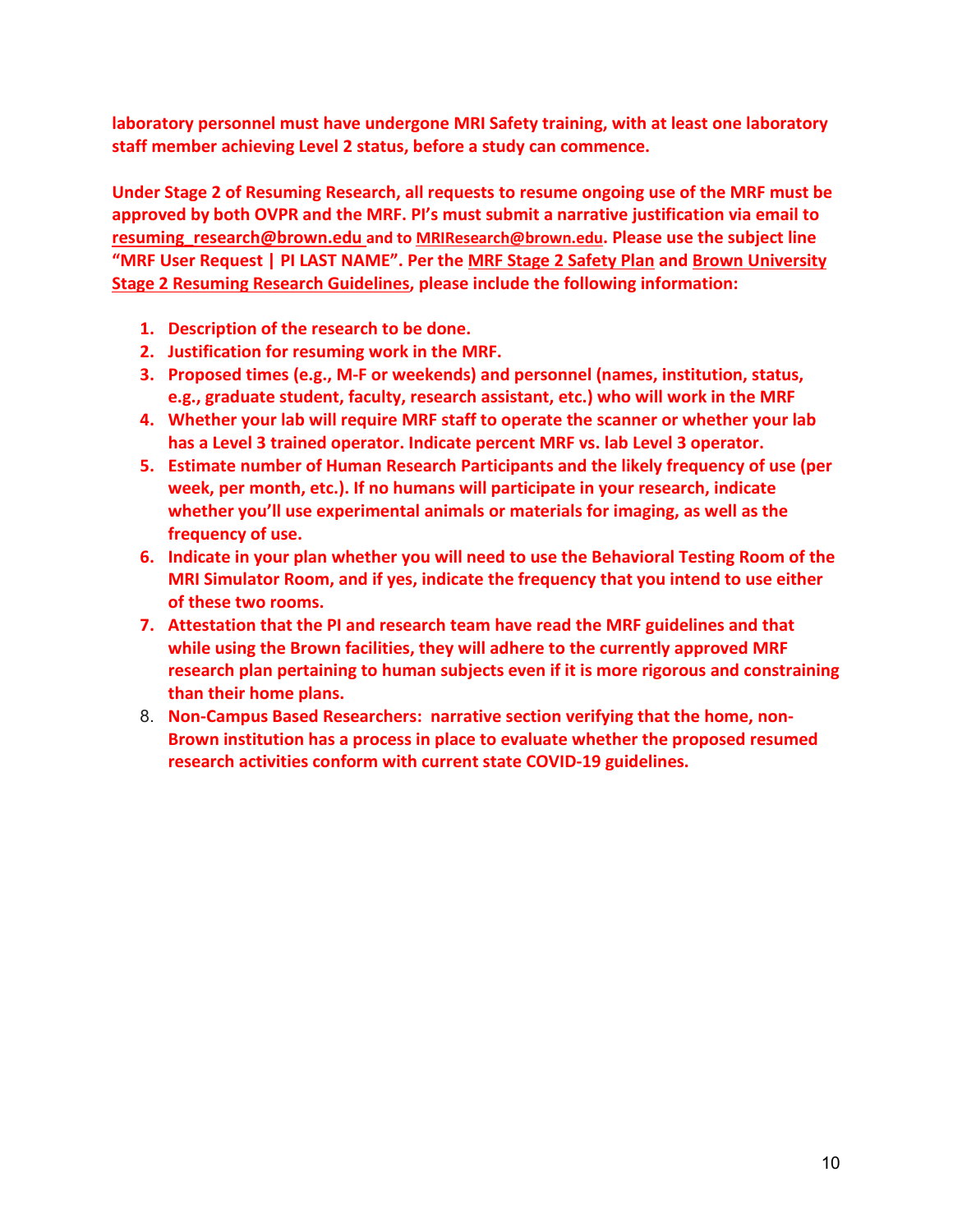**laboratory personnel must have undergone MRI Safety training, with at least one laboratory staff member achieving Level 2 status, before a study can commence.**

**Under Stage 2 of Resuming Research, all requests to resume ongoing use of the MRF must be approved by both OVPR and the MRF. PI's must submit a narrative justification via email to resuming_research@brown.edu and to MRIResearch@brown.edu. Please use the subject line "MRF User Request | PI LAST NAME". Per the MRF Stage 2 Safety Plan and Brown University Stage 2 Resuming Research Guidelines, please include the following information:**

1. **Description of the research to be done.**
2. **Justification for resuming work in the MRF.**
3. **Proposed times (e.g., M-F or weekends) and personnel (names, institution, status, e.g., graduate student, faculty, research assistant, etc.) who will work in the MRF**
4. **Whether your lab will require MRF staff to operate the scanner or whether your lab has a Level 3 trained operator. Indicate percent MRF vs. lab Level 3 operator.**
5. **Estimate number of Human Research Participants and the likely frequency of use (per week, per month, etc.). If no humans will participate in your research, indicate whether you'll use experimental animals or materials for imaging, as well as the frequency of use.**
6. **Indicate in your plan whether you will need to use the Behavioral Testing Room of the MRI Simulator Room, and if yes, indicate the frequency that you intend to use either of these two rooms.**
7. **Attestation that the PI and research team have read the MRF guidelines and that while using the Brown facilities, they will adhere to the currently approved MRF research plan pertaining to human subjects even if it is more rigorous and constraining than their home plans.**
8. **Non-Campus Based Researchers: narrative section verifying that the home, non-Brown institution has a process in place to evaluate whether the proposed resumed research activities conform with current state COVID-19 guidelines.**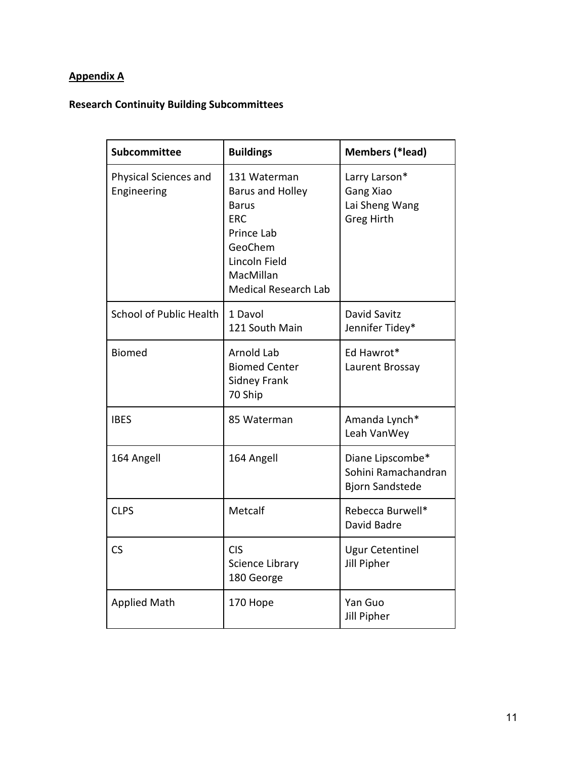**Appendix A**

**Research Continuity Building Subcommittees**

| Subcommittee | Buildings | Members (*lead) |
| --- | --- | --- |
| Physical Sciences and Engineering | 131 Waterman<br>Barus and Holley<br>Barus<br>ERC<br>Prince Lab<br>GeoChem<br>Lincoln Field<br>MacMillan<br>Medical Research Lab | Larry Larson*<br>Gang Xiao<br>Lai Sheng Wang<br>Greg Hirth |
| School of Public Health | 1 Davol<br>121 South Main | David Savitz<br>Jennifer Tidey* |
| Biomed | Arnold Lab<br>Biomed Center<br>Sidney Frank<br>70 Ship | Ed Hawrot*<br>Laurent Brossay |
| IBES | 85 Waterman | Amanda Lynch*<br>Leah VanWey |
| 164 Angell | 164 Angell | Diane Lipscombe*<br>Sohini Ramachandran<br>Bjorn Sandstede |
| CLPS | Metcalf | Rebecca Burwell*<br>David Badre |
| CS | CIS<br>Science Library<br>180 George | Ugur Cetentinel<br>Jill Pipher |
| Applied Math | 170 Hope | Yan Guo<br>Jill Pipher |